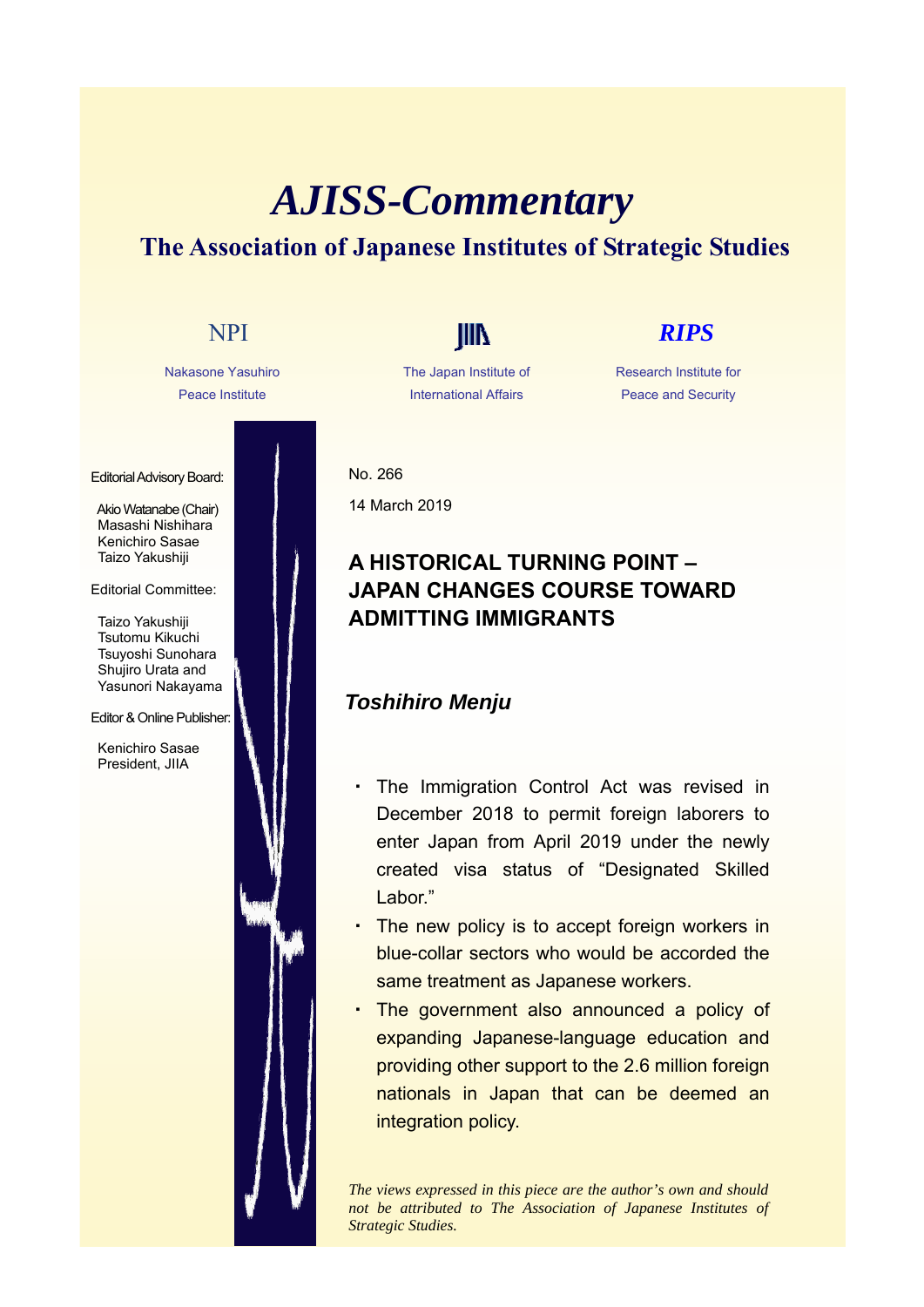# AJISS-Commentary

## The Association of Japanese Institutes of Strategic Studies

NPI
Nakasone Yasuhiro Peace Institute

JIIA
The Japan Institute of International Affairs

RIPS
Research Institute for Peace and Security

Editorial Advisory Board:

Akio Watanabe (Chair)
Masashi Nishihara
Kenichiro Sasae
Taizo Yakushiji

Editorial Committee:

Taizo Yakushiji
Tsutomu Kikuchi
Tsuyoshi Sunohara
Shujiro Urata and
Yasunori Nakayama

Editor & Online Publisher:

Kenichiro Sasae
President, JIIA

No. 266

14 March 2019

## A HISTORICAL TURNING POINT – JAPAN CHANGES COURSE TOWARD ADMITTING IMMIGRANTS

***Toshihiro Menju***

- The Immigration Control Act was revised in December 2018 to permit foreign laborers to enter Japan from April 2019 under the newly created visa status of "Designated Skilled Labor."
- The new policy is to accept foreign workers in blue-collar sectors who would be accorded the same treatment as Japanese workers.
- The government also announced a policy of expanding Japanese-language education and providing other support to the 2.6 million foreign nationals in Japan that can be deemed an integration policy.

*The views expressed in this piece are the author's own and should not be attributed to The Association of Japanese Institutes of Strategic Studies.*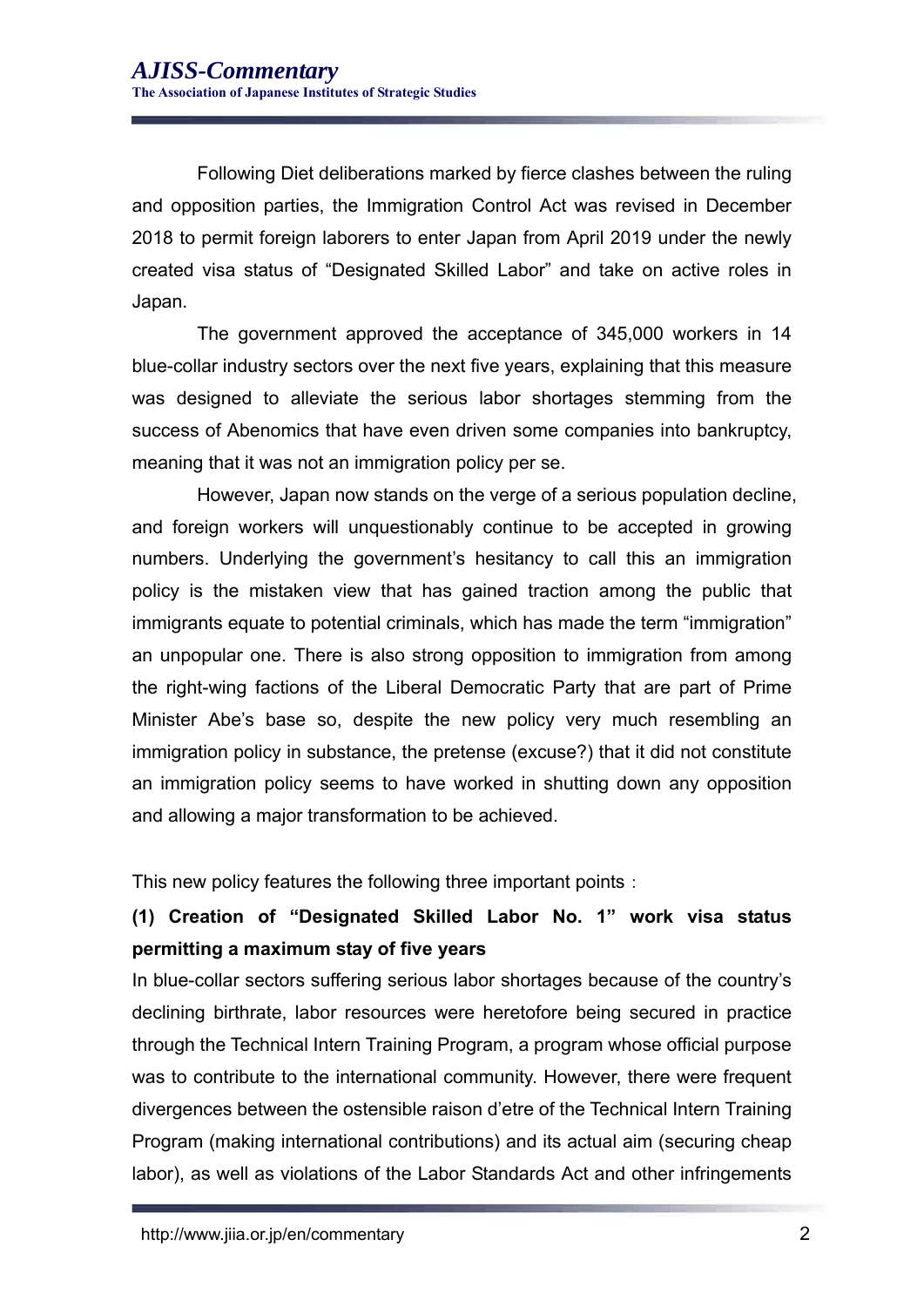Following Diet deliberations marked by fierce clashes between the ruling and opposition parties, the Immigration Control Act was revised in December 2018 to permit foreign laborers to enter Japan from April 2019 under the newly created visa status of “Designated Skilled Labor” and take on active roles in Japan.

The government approved the acceptance of 345,000 workers in 14 blue-collar industry sectors over the next five years, explaining that this measure was designed to alleviate the serious labor shortages stemming from the success of Abenomics that have even driven some companies into bankruptcy, meaning that it was not an immigration policy per se.

However, Japan now stands on the verge of a serious population decline, and foreign workers will unquestionably continue to be accepted in growing numbers. Underlying the government’s hesitancy to call this an immigration policy is the mistaken view that has gained traction among the public that immigrants equate to potential criminals, which has made the term “immigration” an unpopular one. There is also strong opposition to immigration from among the right-wing factions of the Liberal Democratic Party that are part of Prime Minister Abe’s base so, despite the new policy very much resembling an immigration policy in substance, the pretense (excuse?) that it did not constitute an immigration policy seems to have worked in shutting down any opposition and allowing a major transformation to be achieved.

This new policy features the following three important points：

**(1) Creation of “Designated Skilled Labor No. 1” work visa status permitting a maximum stay of five years**

In blue-collar sectors suffering serious labor shortages because of the country’s declining birthrate, labor resources were heretofore being secured in practice through the Technical Intern Training Program, a program whose official purpose was to contribute to the international community. However, there were frequent divergences between the ostensible raison d’etre of the Technical Intern Training Program (making international contributions) and its actual aim (securing cheap labor), as well as violations of the Labor Standards Act and other infringements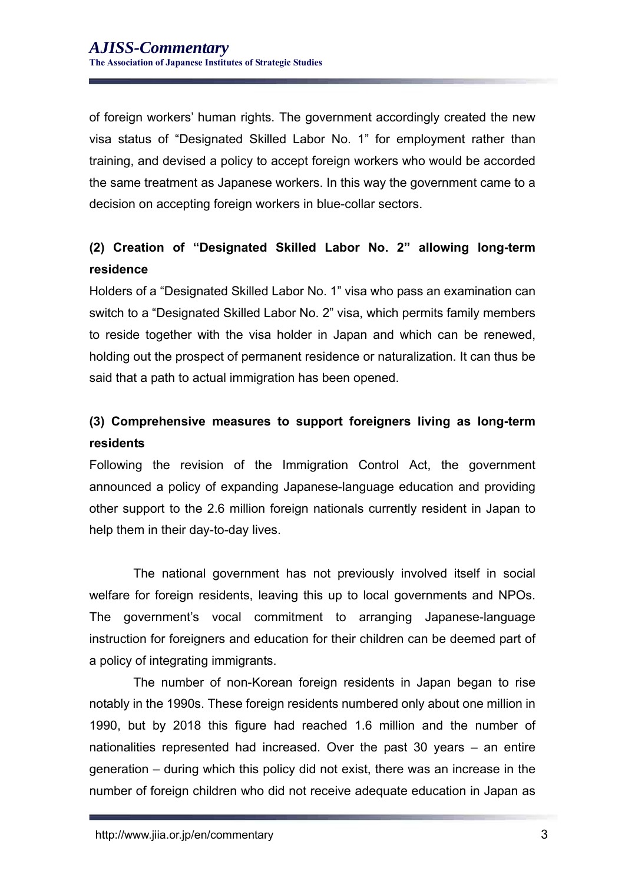of foreign workers' human rights. The government accordingly created the new visa status of "Designated Skilled Labor No. 1" for employment rather than training, and devised a policy to accept foreign workers who would be accorded the same treatment as Japanese workers. In this way the government came to a decision on accepting foreign workers in blue-collar sectors.

**(2) Creation of "Designated Skilled Labor No. 2" allowing long-term residence**

Holders of a "Designated Skilled Labor No. 1" visa who pass an examination can switch to a "Designated Skilled Labor No. 2" visa, which permits family members to reside together with the visa holder in Japan and which can be renewed, holding out the prospect of permanent residence or naturalization. It can thus be said that a path to actual immigration has been opened.

**(3) Comprehensive measures to support foreigners living as long-term residents**

Following the revision of the Immigration Control Act, the government announced a policy of expanding Japanese-language education and providing other support to the 2.6 million foreign nationals currently resident in Japan to help them in their day-to-day lives.

The national government has not previously involved itself in social welfare for foreign residents, leaving this up to local governments and NPOs. The government's vocal commitment to arranging Japanese-language instruction for foreigners and education for their children can be deemed part of a policy of integrating immigrants.

The number of non-Korean foreign residents in Japan began to rise notably in the 1990s. These foreign residents numbered only about one million in 1990, but by 2018 this figure had reached 1.6 million and the number of nationalities represented had increased. Over the past 30 years – an entire generation – during which this policy did not exist, there was an increase in the number of foreign children who did not receive adequate education in Japan as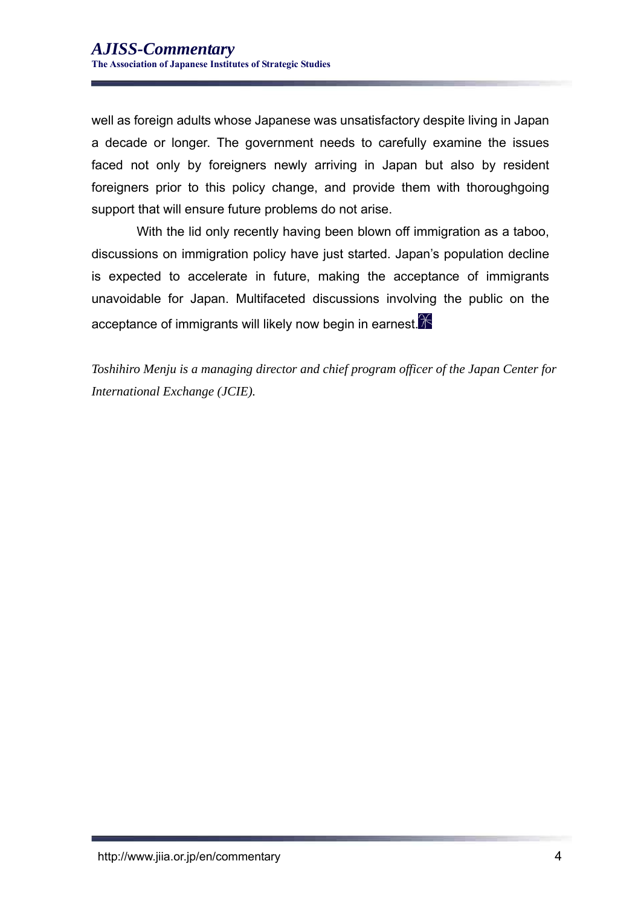well as foreign adults whose Japanese was unsatisfactory despite living in Japan a decade or longer. The government needs to carefully examine the issues faced not only by foreigners newly arriving in Japan but also by resident foreigners prior to this policy change, and provide them with thoroughgoing support that will ensure future problems do not arise.

With the lid only recently having been blown off immigration as a taboo, discussions on immigration policy have just started. Japan's population decline is expected to accelerate in future, making the acceptance of immigrants unavoidable for Japan. Multifaceted discussions involving the public on the acceptance of immigrants will likely now begin in earnest.

*Toshihiro Menju is a managing director and chief program officer of the Japan Center for International Exchange (JCIE).*